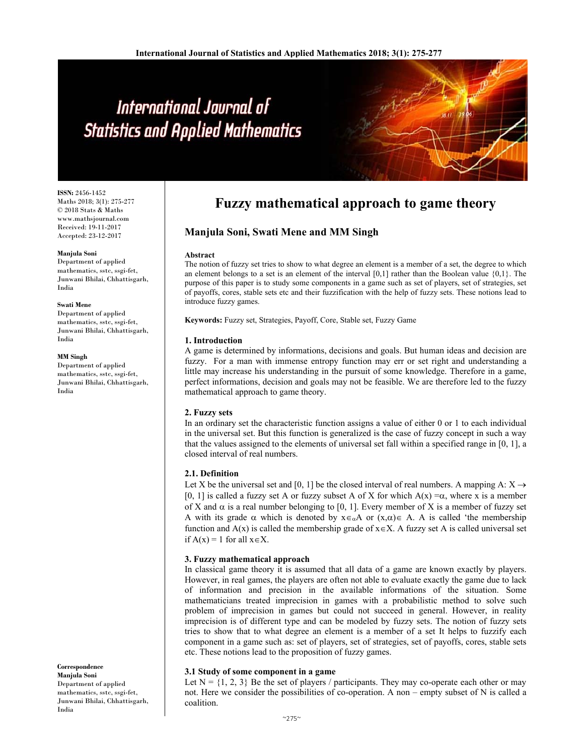# Fuzzy mathematical approach to game theory

**Manjula Soni, Swati Mene and MM Singh**

ISSN: 2456-1452
Maths 2018; 3(1): 275-277
© 2018 Stats & Maths
www.mathsjournal.com
Received: 19-11-2017
Accepted: 23-12-2017

**Manjula Soni**
Department of applied mathematics, sstc, ssgi-fet, Junwani Bhilai, Chhattisgarh, India

**Swati Mene**
Department of applied mathematics, sstc, ssgi-fet, Junwani Bhilai, Chhattisgarh, India

**MM Singh**
Department of applied mathematics, sstc, ssgi-fet, Junwani Bhilai, Chhattisgarh, India

**Correspondence**
**Manjula Soni**
Department of applied mathematics, sstc, ssgi-fet, Junwani Bhilai, Chhattisgarh, India

## Abstract

The notion of fuzzy set tries to show to what degree an element is a member of a set, the degree to which an element belongs to a set is an element of the interval [0,1] rather than the Boolean value {0,1}. The purpose of this paper is to study some components in a game such as set of players, set of strategies, set of payoffs, cores, stable sets etc and their fuzzification with the help of fuzzy sets. These notions lead to introduce fuzzy games.

**Keywords:** Fuzzy set, Strategies, Payoff, Core, Stable set, Fuzzy Game

## 1. Introduction

A game is determined by informations, decisions and goals. But human ideas and decision are fuzzy. For a man with immense entropy function may err or set right and understanding a little may increase his understanding in the pursuit of some knowledge. Therefore in a game, perfect informations, decision and goals may not be feasible. We are therefore led to the fuzzy mathematical approach to game theory.

## 2. Fuzzy sets

In an ordinary set the characteristic function assigns a value of either 0 or 1 to each individual in the universal set. But this function is generalized is the case of fuzzy concept in such a way that the values assigned to the elements of universal set fall within a specified range in [0, 1], a closed interval of real numbers.

### 2.1. Definition

Let X be the universal set and [0, 1] be the closed interval of real numbers. A mapping $A: X \rightarrow [0, 1]$ is called a fuzzy set A or fuzzy subset A of X for which $A(x) = \alpha$, where x is a member of X and $\alpha$ is a real number belonging to [0, 1]. Every member of X is a member of fuzzy set A with its grade $\alpha$ which is denoted by $x \in_{\alpha} A$ or $(x,\alpha) \in A$. A is called 'the membership function and A(x) is called the membership grade of $x \in X$. A fuzzy set A is called universal set if $A(x) = 1$ for all $x \in X$.

## 3. Fuzzy mathematical approach

In classical game theory it is assumed that all data of a game are known exactly by players. However, in real games, the players are often not able to evaluate exactly the game due to lack of information and precision in the available informations of the situation. Some mathematicians treated imprecision in games with a probabilistic method to solve such problem of imprecision in games but could not succeed in general. However, in reality imprecision is of different type and can be modeled by fuzzy sets. The notion of fuzzy sets tries to show that to what degree an element is a member of a set It helps to fuzzify each component in a game such as: set of players, set of strategies, set of payoffs, cores, stable sets etc. These notions lead to the proposition of fuzzy games.

### 3.1 Study of some component in a game

Let N = {1, 2, 3} Be the set of players / participants. They may co-operate each other or may not. Here we consider the possibilities of co-operation. A non – empty subset of N is called a coalition.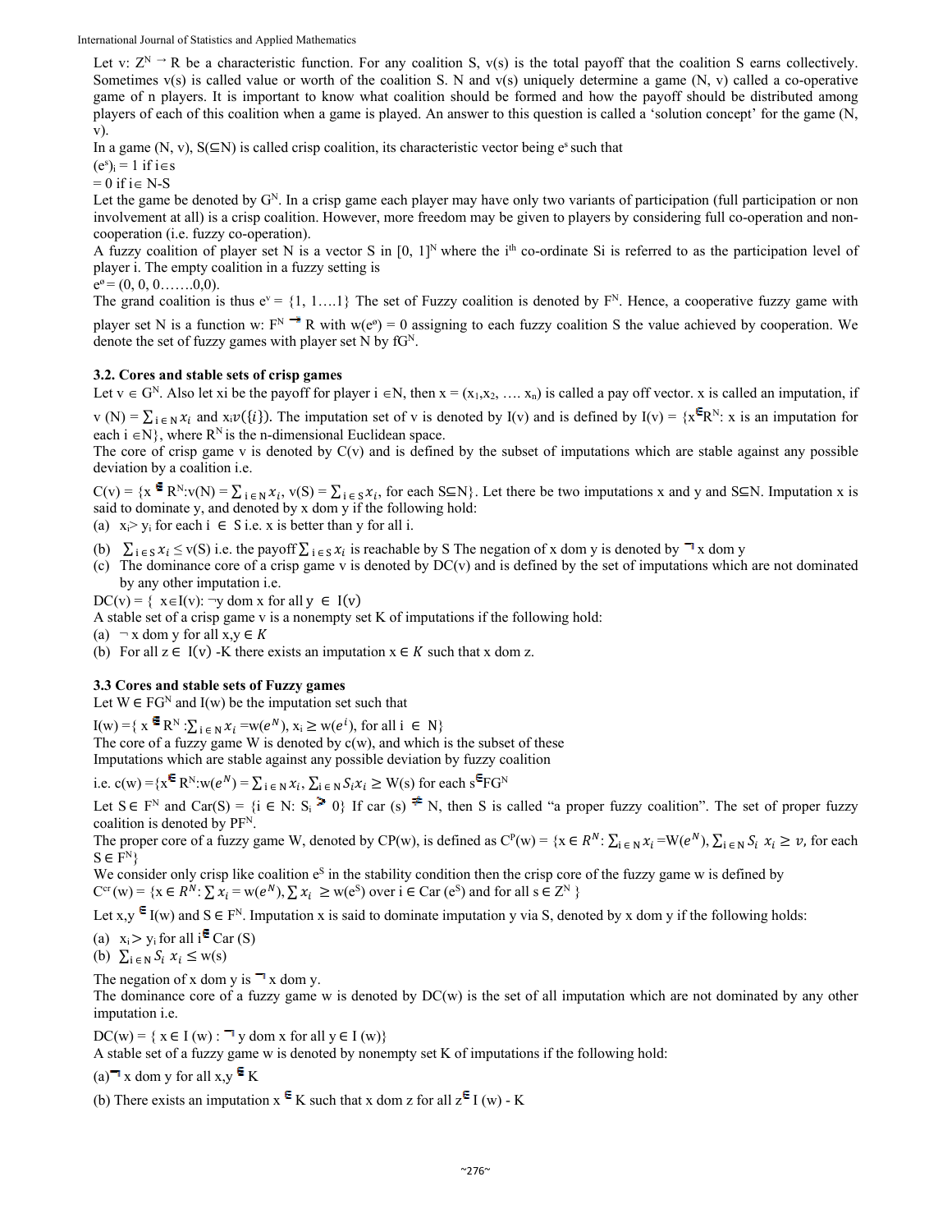Let v: $Z^N \to R$ be a characteristic function. For any coalition S, v(s) is the total payoff that the coalition S earns collectively. Sometimes v(s) is called value or worth of the coalition S. N and v(s) uniquely determine a game (N, v) called a co-operative game of n players. It is important to know what coalition should be formed and how the payoff should be distributed among players of each of this coalition when a game is played. An answer to this question is called a 'solution concept' for the game (N, v).

In a game (N, v), S($\subseteq$N) is called crisp coalition, its characteristic vector being $e^s$ such that

$(e^s)_i = 1$ if $i \in s$

$= 0$ if $i \in N-S$

Let the game be denoted by $G^N$. In a crisp game each player may have only two variants of participation (full participation or non involvement at all) is a crisp coalition. However, more freedom may be given to players by considering full co-operation and non-cooperation (i.e. fuzzy co-operation).

A fuzzy coalition of player set N is a vector S in $[0, 1]^N$ where the $i^{th}$ co-ordinate Si is referred to as the participation level of player i. The empty coalition in a fuzzy setting is

$e^o = (0, 0, 0 \ldots\ldots 0, 0)$.

The grand coalition is thus $e^v = \{1, 1 \ldots. 1\}$ The set of Fuzzy coalition is denoted by $F^N$. Hence, a cooperative fuzzy game with player set N is a function w: $F^N \to R$ with $w(e^o) = 0$ assigning to each fuzzy coalition S the value achieved by cooperation. We denote the set of fuzzy games with player set N by $fG^N$.

### 3.2. Cores and stable sets of crisp games

Let $v \in G^N$. Also let xi be the payoff for player $i \in N$, then $x = (x_1, x_2, \ldots. x_n)$ is called a pay off vector. x is called an imputation, if $v(N) = \sum_{i \in N} x_i$ and $x_i v(\{i\})$. The imputation set of v is denoted by I(v) and is defined by I(v) = {$x \in R^N$: x is an imputation for each $i \in N$}, where $R^N$ is the n-dimensional Euclidean space.

The core of crisp game v is denoted by C(v) and is defined by the subset of imputations which are stable against any possible deviation by a coalition i.e.

C(v) = {$x \in R^N$:$v(N) = \sum_{i \in N} x_i$, $v(S) = \sum_{i \in S} x_i$, for each S$\subseteq$N}. Let there be two imputations x and y and S$\subseteq$N. Imputation x is said to dominate y, and denoted by x dom y if the following hold:

(a) $x_i > y_i$ for each $i \in S$ i.e. x is better than y for all i.

(b) $\sum_{i \in S} x_i \le v(S)$ i.e. the payoff $\sum_{i \in S} x_i$ is reachable by S The negation of x dom y is denoted by $\neg$ x dom y

(c) The dominance core of a crisp game v is denoted by DC(v) and is defined by the set of imputations which are not dominated by any other imputation i.e.

DC(v) = { $x \in I(v)$: $\neg$y dom x for all $y \in I(v)$

A stable set of a crisp game v is a nonempty set K of imputations if the following hold:

(a) $\neg$ x dom y for all $x, y \in K$

(b) For all $z \in I(v)$ -K there exists an imputation $x \in K$ such that x dom z.

### 3.3 Cores and stable sets of Fuzzy games

Let $W \in FG^N$ and I(w) be the imputation set such that

I(w) ={ $x \in R^N$ :$\sum_{i \in N} x_i = w(e^N)$, $x_i \ge w(e^i)$, for all $i \in N$}

The core of a fuzzy game W is denoted by c(w), and which is the subset of these

Imputations which are stable against any possible deviation by fuzzy coalition

i.e. c(w) ={$x \in R^N$:$w(e^N) = \sum_{i \in N} x_i$, $\sum_{i \in N} S_i x_i \ge W(s)$ for each $s \in FG^N$

Let $S \in F^N$ and Car(S) = {i $\in$ N: $S_i \geq 0$} If car (s) $\neq$ N, then S is called "a proper fuzzy coalition". The set of proper fuzzy coalition is denoted by $PF^N$.

The proper core of a fuzzy game W, denoted by CP(w), is defined as $C^p(w)$ = {$x \in R^N$: $\sum_{i \in N} x_i = W(e^N)$, $\sum_{i \in N} S_i\ x_i \ge v$, for each $S \in F^N$}

We consider only crisp like coalition $e^S$ in the stability condition then the crisp core of the fuzzy game w is defined by

$C^{cr}$ (w) = {$x \in R^N$: $\sum x_i = w(e^N)$, $\sum x_i \ge w(e^S)$ over i $\in$ Car ($e^S$) and for all $s \in Z^N$ }

Let $x, y \in I(w)$ and $S \in F^N$. Imputation x is said to dominate imputation y via S, denoted by x dom y if the following holds:

(a) $x_i > y_i$ for all $i \in$ Car (S)

(b) $\sum_{i \in N} S_i\ x_i \le w(s)$

The negation of x dom y is $\neg$ x dom y.

The dominance core of a fuzzy game w is denoted by DC(w) is the set of all imputation which are not dominated by any other imputation i.e.

DC(w) = { $x \in I(w)$ : $\neg$ y dom x for all $y \in I(w)$}

A stable set of a fuzzy game w is denoted by nonempty set K of imputations if the following hold:

(a)$\neg$ x dom y for all $x, y \in K$

(b) There exists an imputation $x \in K$ such that x dom z for all $z \in I(w) - K$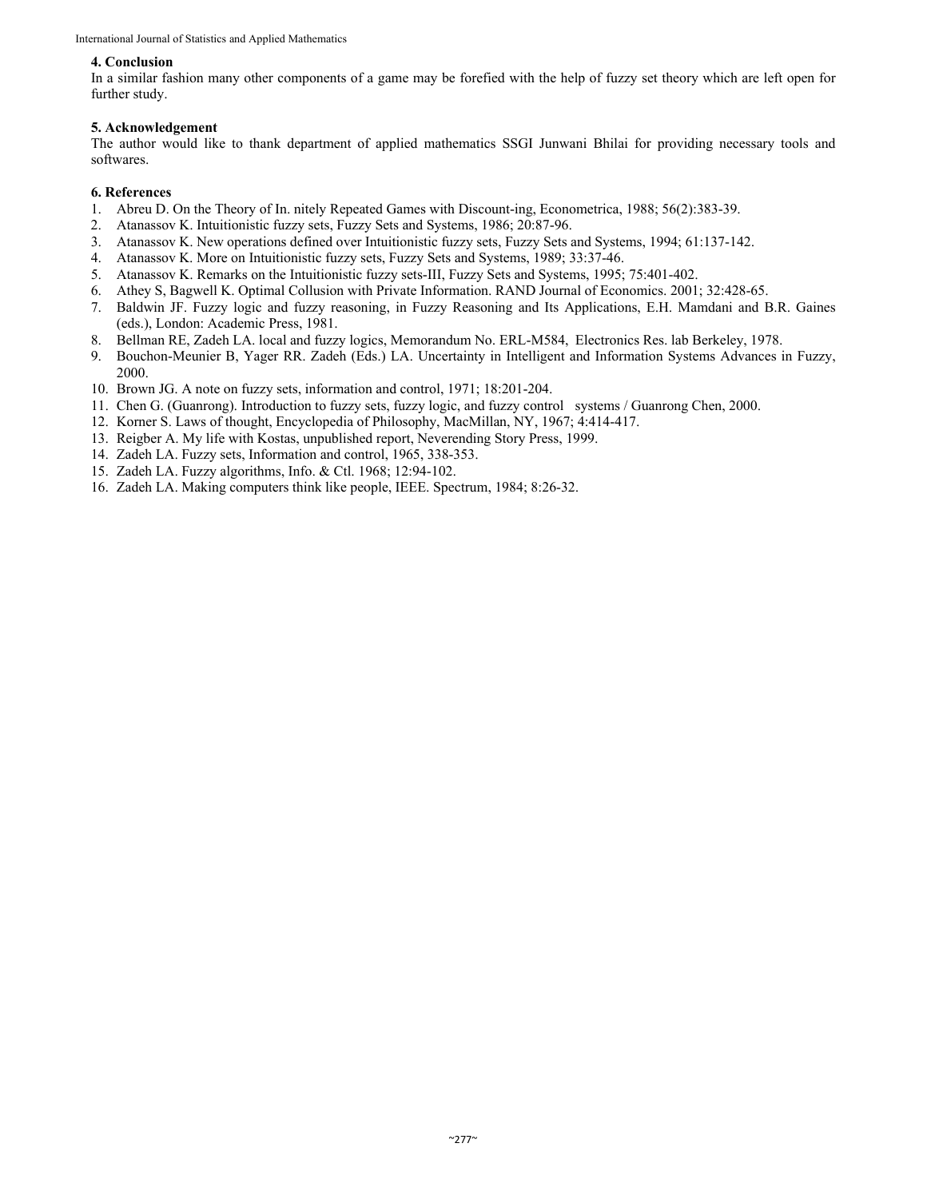## 4. Conclusion

In a similar fashion many other components of a game may be forefied with the help of fuzzy set theory which are left open for further study.

## 5. Acknowledgement

The author would like to thank department of applied mathematics SSGI Junwani Bhilai for providing necessary tools and softwares.

## 6. References

1. Abreu D. On the Theory of In. nitely Repeated Games with Discount-ing, Econometrica, 1988; 56(2):383-39.
2. Atanassov K. Intuitionistic fuzzy sets, Fuzzy Sets and Systems, 1986; 20:87-96.
3. Atanassov K. New operations defined over Intuitionistic fuzzy sets, Fuzzy Sets and Systems, 1994; 61:137-142.
4. Atanassov K. More on Intuitionistic fuzzy sets, Fuzzy Sets and Systems, 1989; 33:37-46.
5. Atanassov K. Remarks on the Intuitionistic fuzzy sets-III, Fuzzy Sets and Systems, 1995; 75:401-402.
6. Athey S, Bagwell K. Optimal Collusion with Private Information. RAND Journal of Economics. 2001; 32:428-65.
7. Baldwin JF. Fuzzy logic and fuzzy reasoning, in Fuzzy Reasoning and Its Applications, E.H. Mamdani and B.R. Gaines (eds.), London: Academic Press, 1981.
8. Bellman RE, Zadeh LA. local and fuzzy logics, Memorandum No. ERL-M584, Electronics Res. lab Berkeley, 1978.
9. Bouchon-Meunier B, Yager RR. Zadeh (Eds.) LA. Uncertainty in Intelligent and Information Systems Advances in Fuzzy, 2000.
10. Brown JG. A note on fuzzy sets, information and control, 1971; 18:201-204.
11. Chen G. (Guanrong). Introduction to fuzzy sets, fuzzy logic, and fuzzy control systems / Guanrong Chen, 2000.
12. Korner S. Laws of thought, Encyclopedia of Philosophy, MacMillan, NY, 1967; 4:414-417.
13. Reigber A. My life with Kostas, unpublished report, Neverending Story Press, 1999.
14. Zadeh LA. Fuzzy sets, Information and control, 1965, 338-353.
15. Zadeh LA. Fuzzy algorithms, Info. & Ctl. 1968; 12:94-102.
16. Zadeh LA. Making computers think like people, IEEE. Spectrum, 1984; 8:26-32.